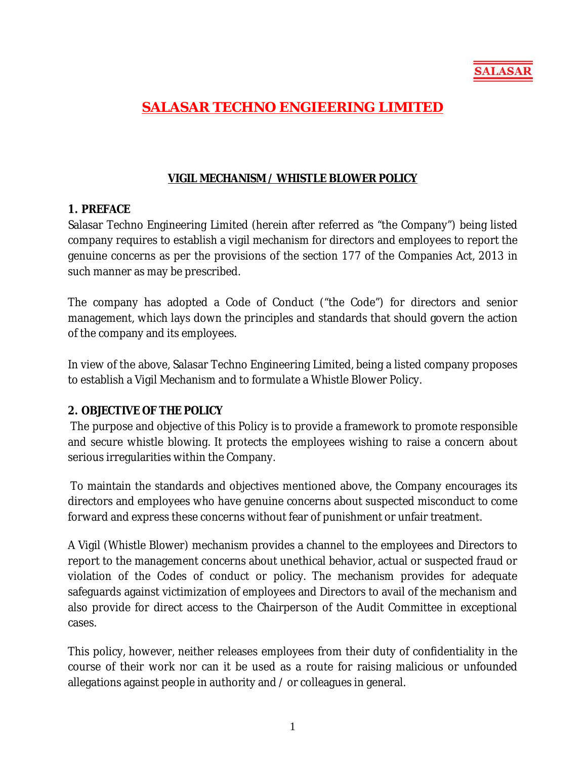SALASAR

# SALASAR TECHNO ENGIEERING LIMITED

## VIGIL MECHANISM / WHISTLE BLOWER POLICY

### 1. PREFACE

Salasar Techno Engineering Limited (herein after referred as "the Company") being listed company requires to establish a vigil mechanism for directors and employees to report the genuine concerns as per the provisions of the section 177 of the Companies Act, 2013 in such manner as may be prescribed.

The company has adopted a Code of Conduct ("the Code") for directors and senior management, which lays down the principles and standards that should govern the action of the company and its employees.

In view of the above, Salasar Techno Engineering Limited, being a listed company proposes to establish a Vigil Mechanism and to formulate a Whistle Blower Policy.

### 2. OBJECTIVE OF THE POLICY

The purpose and objective of this Policy is to provide a framework to promote responsible and secure whistle blowing. It protects the employees wishing to raise a concern about serious irregularities within the Company.

To maintain the standards and objectives mentioned above, the Company encourages its directors and employees who have genuine concerns about suspected misconduct to come forward and express these concerns without fear of punishment or unfair treatment.

A Vigil (Whistle Blower) mechanism provides a channel to the employees and Directors to report to the management concerns about unethical behavior, actual or suspected fraud or violation of the Codes of conduct or policy. The mechanism provides for adequate safeguards against victimization of employees and Directors to avail of the mechanism and also provide for direct access to the Chairperson of the Audit Committee in exceptional cases.

This policy, however, neither releases employees from their duty of confidentiality in the course of their work nor can it be used as a route for raising malicious or unfounded allegations against people in authority and / or colleagues in general.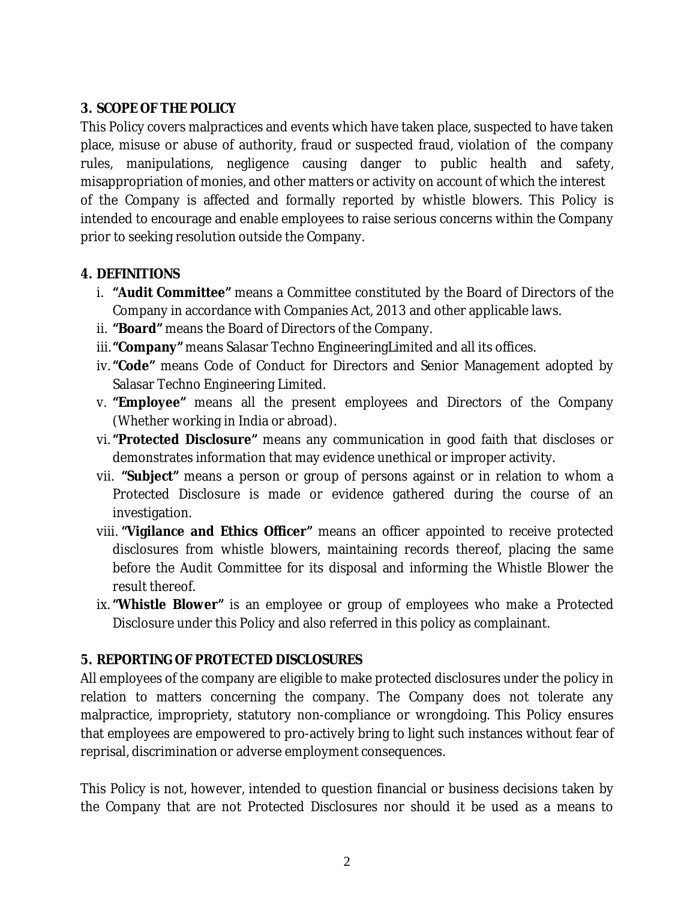## 3. SCOPE OF THE POLICY

This Policy covers malpractices and events which have taken place, suspected to have taken place, misuse or abuse of authority, fraud or suspected fraud, violation of the company rules, manipulations, negligence causing danger to public health and safety, misappropriation of monies, and other matters or activity on account of which the interest of the Company is affected and formally reported by whistle blowers. This Policy is intended to encourage and enable employees to raise serious concerns within the Company prior to seeking resolution outside the Company.

## 4. DEFINITIONS

i. **"Audit Committee"** means a Committee constituted by the Board of Directors of the Company in accordance with Companies Act, 2013 and other applicable laws.

ii. **"Board"** means the Board of Directors of the Company.

iii. **"Company"** means Salasar Techno EngineeringLimited and all its offices.

iv. **"Code"** means Code of Conduct for Directors and Senior Management adopted by Salasar Techno Engineering Limited.

v. **"Employee"** means all the present employees and Directors of the Company (Whether working in India or abroad).

vi. **"Protected Disclosure"** means any communication in good faith that discloses or demonstrates information that may evidence unethical or improper activity.

vii. **"Subject"** means a person or group of persons against or in relation to whom a Protected Disclosure is made or evidence gathered during the course of an investigation.

viii. **"Vigilance and Ethics Officer"** means an officer appointed to receive protected disclosures from whistle blowers, maintaining records thereof, placing the same before the Audit Committee for its disposal and informing the Whistle Blower the result thereof.

ix. **"Whistle Blower"** is an employee or group of employees who make a Protected Disclosure under this Policy and also referred in this policy as complainant.

## 5. REPORTING OF PROTECTED DISCLOSURES

All employees of the company are eligible to make protected disclosures under the policy in relation to matters concerning the company. The Company does not tolerate any malpractice, impropriety, statutory non-compliance or wrongdoing. This Policy ensures that employees are empowered to pro-actively bring to light such instances without fear of reprisal, discrimination or adverse employment consequences.

This Policy is not, however, intended to question financial or business decisions taken by the Company that are not Protected Disclosures nor should it be used as a means to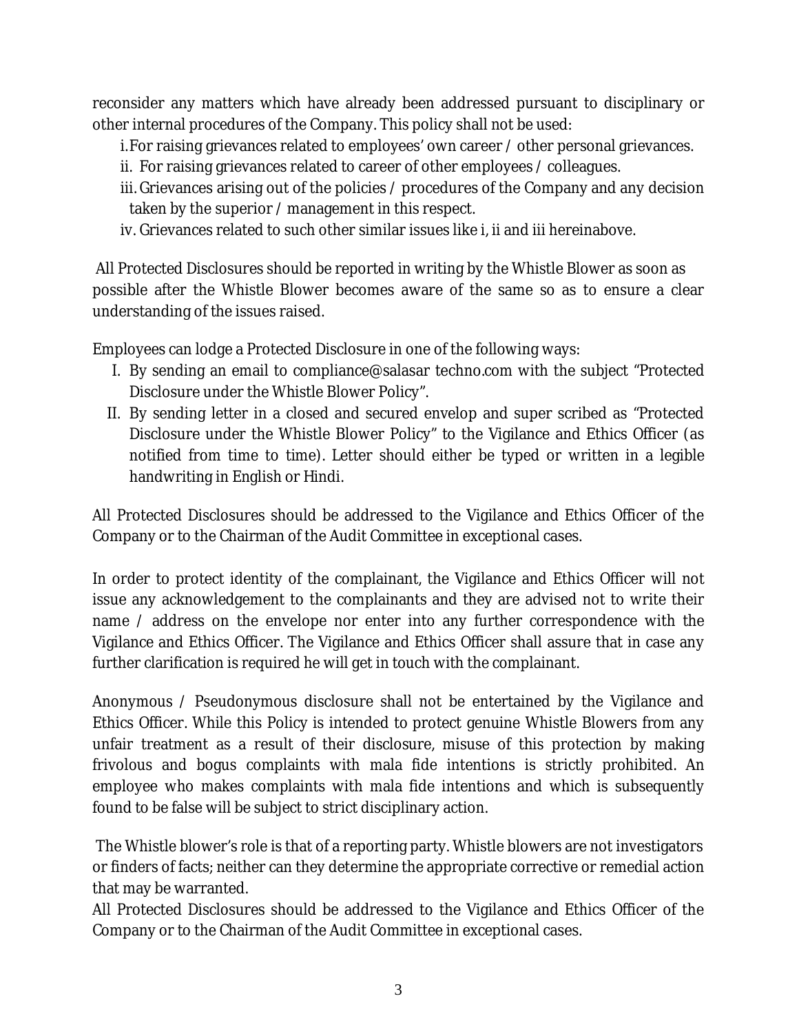reconsider any matters which have already been addressed pursuant to disciplinary or other internal procedures of the Company. This policy shall not be used:

i. For raising grievances related to employees' own career / other personal grievances.
ii. For raising grievances related to career of other employees / colleagues.
iii. Grievances arising out of the policies / procedures of the Company and any decision taken by the superior / management in this respect.
iv. Grievances related to such other similar issues like i, ii and iii hereinabove.

All Protected Disclosures should be reported in writing by the Whistle Blower as soon as possible after the Whistle Blower becomes aware of the same so as to ensure a clear understanding of the issues raised.

Employees can lodge a Protected Disclosure in one of the following ways:

I. By sending an email to compliance@salasar techno.com with the subject "Protected Disclosure under the Whistle Blower Policy".
II. By sending letter in a closed and secured envelop and super scribed as "Protected Disclosure under the Whistle Blower Policy" to the Vigilance and Ethics Officer (as notified from time to time). Letter should either be typed or written in a legible handwriting in English or Hindi.

All Protected Disclosures should be addressed to the Vigilance and Ethics Officer of the Company or to the Chairman of the Audit Committee in exceptional cases.

In order to protect identity of the complainant, the Vigilance and Ethics Officer will not issue any acknowledgement to the complainants and they are advised not to write their name / address on the envelope nor enter into any further correspondence with the Vigilance and Ethics Officer. The Vigilance and Ethics Officer shall assure that in case any further clarification is required he will get in touch with the complainant.

Anonymous / Pseudonymous disclosure shall not be entertained by the Vigilance and Ethics Officer. While this Policy is intended to protect genuine Whistle Blowers from any unfair treatment as a result of their disclosure, misuse of this protection by making frivolous and bogus complaints with mala fide intentions is strictly prohibited. An employee who makes complaints with mala fide intentions and which is subsequently found to be false will be subject to strict disciplinary action.

The Whistle blower's role is that of a reporting party. Whistle blowers are not investigators or finders of facts; neither can they determine the appropriate corrective or remedial action that may be warranted.

All Protected Disclosures should be addressed to the Vigilance and Ethics Officer of the Company or to the Chairman of the Audit Committee in exceptional cases.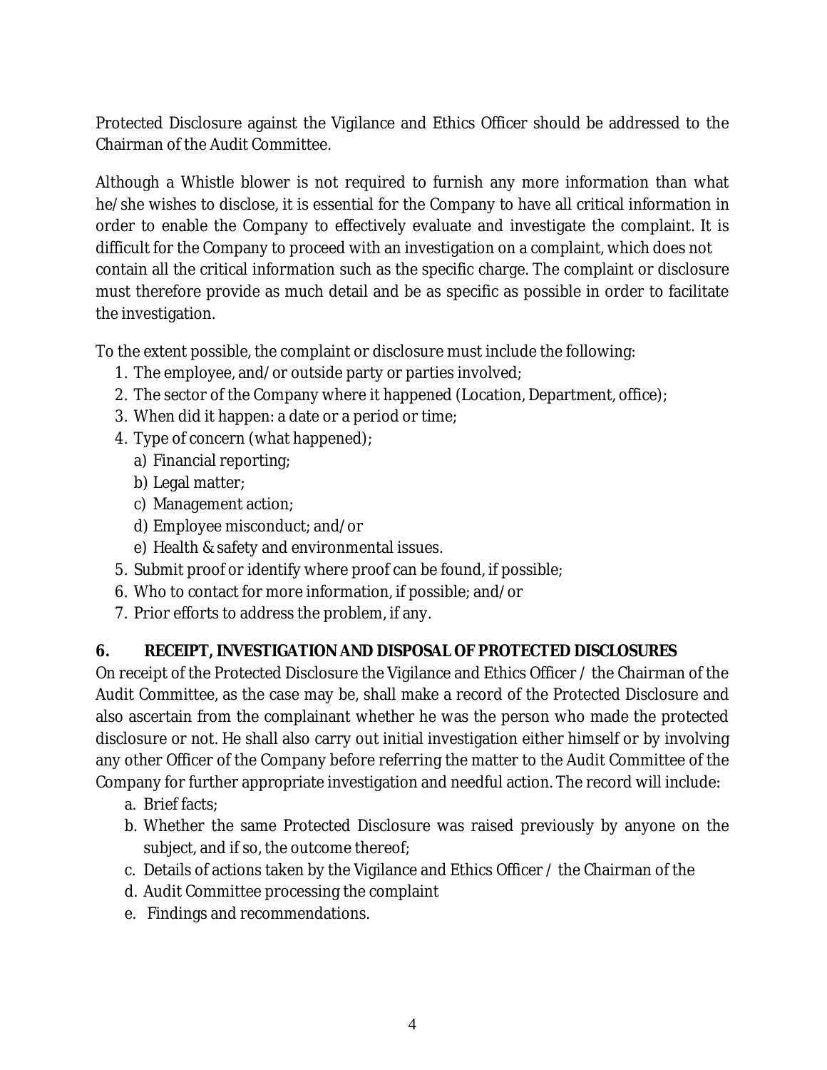Protected Disclosure against the Vigilance and Ethics Officer should be addressed to the Chairman of the Audit Committee.

Although a Whistle blower is not required to furnish any more information than what he/she wishes to disclose, it is essential for the Company to have all critical information in order to enable the Company to effectively evaluate and investigate the complaint. It is difficult for the Company to proceed with an investigation on a complaint, which does not contain all the critical information such as the specific charge. The complaint or disclosure must therefore provide as much detail and be as specific as possible in order to facilitate the investigation.

To the extent possible, the complaint or disclosure must include the following:

1. The employee, and/or outside party or parties involved;
2. The sector of the Company where it happened (Location, Department, office);
3. When did it happen: a date or a period or time;
4. Type of concern (what happened);
   a) Financial reporting;
   b) Legal matter;
   c) Management action;
   d) Employee misconduct; and/or
   e) Health & safety and environmental issues.
5. Submit proof or identify where proof can be found, if possible;
6. Who to contact for more information, if possible; and/or
7. Prior efforts to address the problem, if any.

## 6. RECEIPT, INVESTIGATION AND DISPOSAL OF PROTECTED DISCLOSURES

On receipt of the Protected Disclosure the Vigilance and Ethics Officer / the Chairman of the Audit Committee, as the case may be, shall make a record of the Protected Disclosure and also ascertain from the complainant whether he was the person who made the protected disclosure or not. He shall also carry out initial investigation either himself or by involving any other Officer of the Company before referring the matter to the Audit Committee of the Company for further appropriate investigation and needful action. The record will include:

a. Brief facts;
b. Whether the same Protected Disclosure was raised previously by anyone on the subject, and if so, the outcome thereof;
c. Details of actions taken by the Vigilance and Ethics Officer / the Chairman of the
d. Audit Committee processing the complaint
e. Findings and recommendations.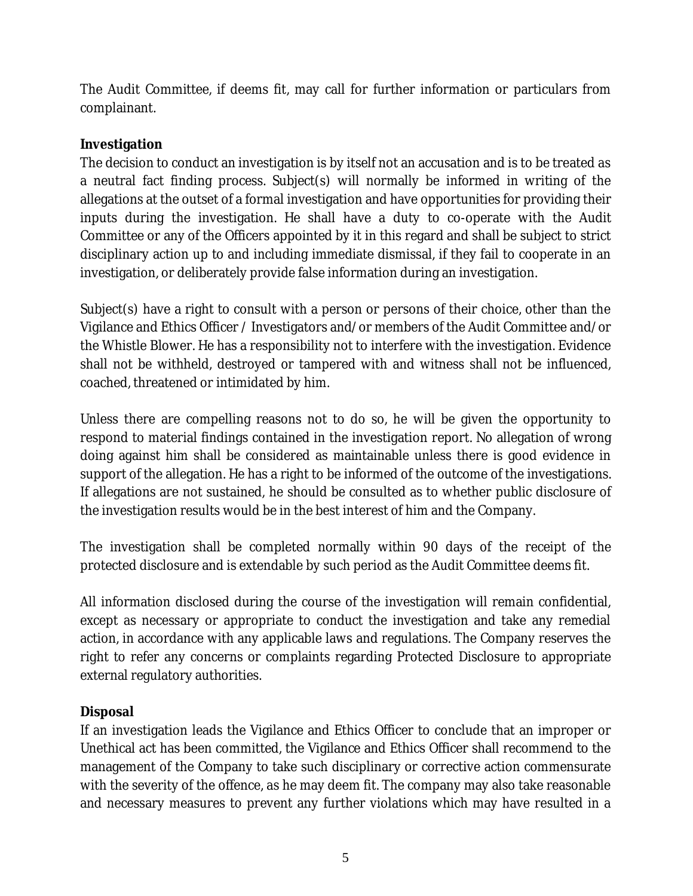The Audit Committee, if deems fit, may call for further information or particulars from complainant.

**Investigation**

The decision to conduct an investigation is by itself not an accusation and is to be treated as a neutral fact finding process. Subject(s) will normally be informed in writing of the allegations at the outset of a formal investigation and have opportunities for providing their inputs during the investigation. He shall have a duty to co-operate with the Audit Committee or any of the Officers appointed by it in this regard and shall be subject to strict disciplinary action up to and including immediate dismissal, if they fail to cooperate in an investigation, or deliberately provide false information during an investigation.

Subject(s) have a right to consult with a person or persons of their choice, other than the Vigilance and Ethics Officer / Investigators and/or members of the Audit Committee and/or the Whistle Blower. He has a responsibility not to interfere with the investigation. Evidence shall not be withheld, destroyed or tampered with and witness shall not be influenced, coached, threatened or intimidated by him.

Unless there are compelling reasons not to do so, he will be given the opportunity to respond to material findings contained in the investigation report. No allegation of wrong doing against him shall be considered as maintainable unless there is good evidence in support of the allegation. He has a right to be informed of the outcome of the investigations. If allegations are not sustained, he should be consulted as to whether public disclosure of the investigation results would be in the best interest of him and the Company.

The investigation shall be completed normally within 90 days of the receipt of the protected disclosure and is extendable by such period as the Audit Committee deems fit.

All information disclosed during the course of the investigation will remain confidential, except as necessary or appropriate to conduct the investigation and take any remedial action, in accordance with any applicable laws and regulations. The Company reserves the right to refer any concerns or complaints regarding Protected Disclosure to appropriate external regulatory authorities.

**Disposal**

If an investigation leads the Vigilance and Ethics Officer to conclude that an improper or Unethical act has been committed, the Vigilance and Ethics Officer shall recommend to the management of the Company to take such disciplinary or corrective action commensurate with the severity of the offence, as he may deem fit. The company may also take reasonable and necessary measures to prevent any further violations which may have resulted in a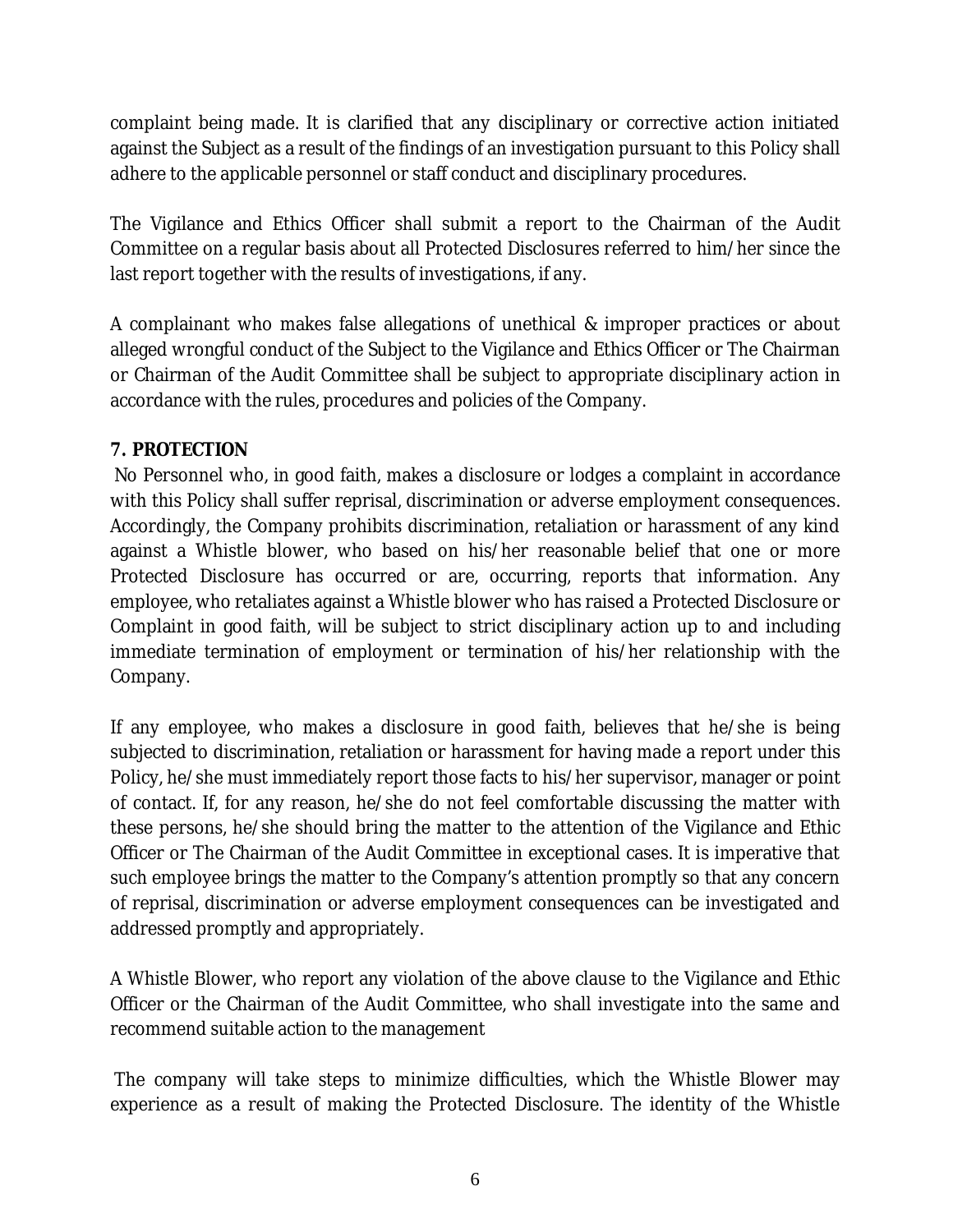complaint being made. It is clarified that any disciplinary or corrective action initiated against the Subject as a result of the findings of an investigation pursuant to this Policy shall adhere to the applicable personnel or staff conduct and disciplinary procedures.

The Vigilance and Ethics Officer shall submit a report to the Chairman of the Audit Committee on a regular basis about all Protected Disclosures referred to him/her since the last report together with the results of investigations, if any.

A complainant who makes false allegations of unethical & improper practices or about alleged wrongful conduct of the Subject to the Vigilance and Ethics Officer or The Chairman or Chairman of the Audit Committee shall be subject to appropriate disciplinary action in accordance with the rules, procedures and policies of the Company.

**7. PROTECTION**

No Personnel who, in good faith, makes a disclosure or lodges a complaint in accordance with this Policy shall suffer reprisal, discrimination or adverse employment consequences. Accordingly, the Company prohibits discrimination, retaliation or harassment of any kind against a Whistle blower, who based on his/her reasonable belief that one or more Protected Disclosure has occurred or are, occurring, reports that information. Any employee, who retaliates against a Whistle blower who has raised a Protected Disclosure or Complaint in good faith, will be subject to strict disciplinary action up to and including immediate termination of employment or termination of his/her relationship with the Company.

If any employee, who makes a disclosure in good faith, believes that he/she is being subjected to discrimination, retaliation or harassment for having made a report under this Policy, he/she must immediately report those facts to his/her supervisor, manager or point of contact. If, for any reason, he/she do not feel comfortable discussing the matter with these persons, he/she should bring the matter to the attention of the Vigilance and Ethic Officer or The Chairman of the Audit Committee in exceptional cases. It is imperative that such employee brings the matter to the Company's attention promptly so that any concern of reprisal, discrimination or adverse employment consequences can be investigated and addressed promptly and appropriately.

A Whistle Blower, who report any violation of the above clause to the Vigilance and Ethic Officer or the Chairman of the Audit Committee, who shall investigate into the same and recommend suitable action to the management

The company will take steps to minimize difficulties, which the Whistle Blower may experience as a result of making the Protected Disclosure. The identity of the Whistle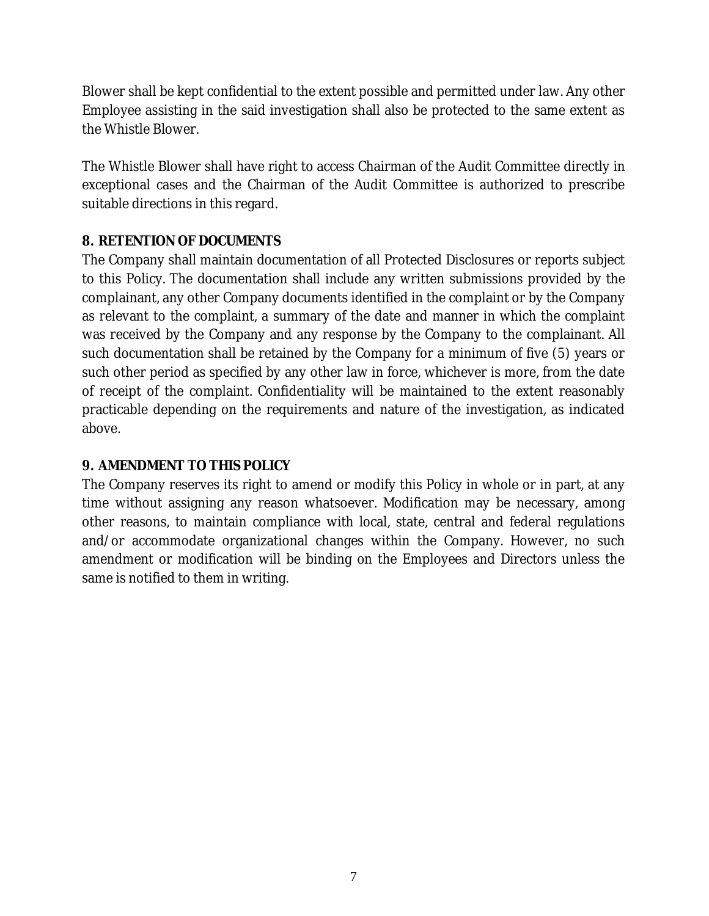Blower shall be kept confidential to the extent possible and permitted under law. Any other Employee assisting in the said investigation shall also be protected to the same extent as the Whistle Blower.

The Whistle Blower shall have right to access Chairman of the Audit Committee directly in exceptional cases and the Chairman of the Audit Committee is authorized to prescribe suitable directions in this regard.

## 8. RETENTION OF DOCUMENTS

The Company shall maintain documentation of all Protected Disclosures or reports subject to this Policy. The documentation shall include any written submissions provided by the complainant, any other Company documents identified in the complaint or by the Company as relevant to the complaint, a summary of the date and manner in which the complaint was received by the Company and any response by the Company to the complainant. All such documentation shall be retained by the Company for a minimum of five (5) years or such other period as specified by any other law in force, whichever is more, from the date of receipt of the complaint. Confidentiality will be maintained to the extent reasonably practicable depending on the requirements and nature of the investigation, as indicated above.

## 9. AMENDMENT TO THIS POLICY

The Company reserves its right to amend or modify this Policy in whole or in part, at any time without assigning any reason whatsoever. Modification may be necessary, among other reasons, to maintain compliance with local, state, central and federal regulations and/or accommodate organizational changes within the Company. However, no such amendment or modification will be binding on the Employees and Directors unless the same is notified to them in writing.